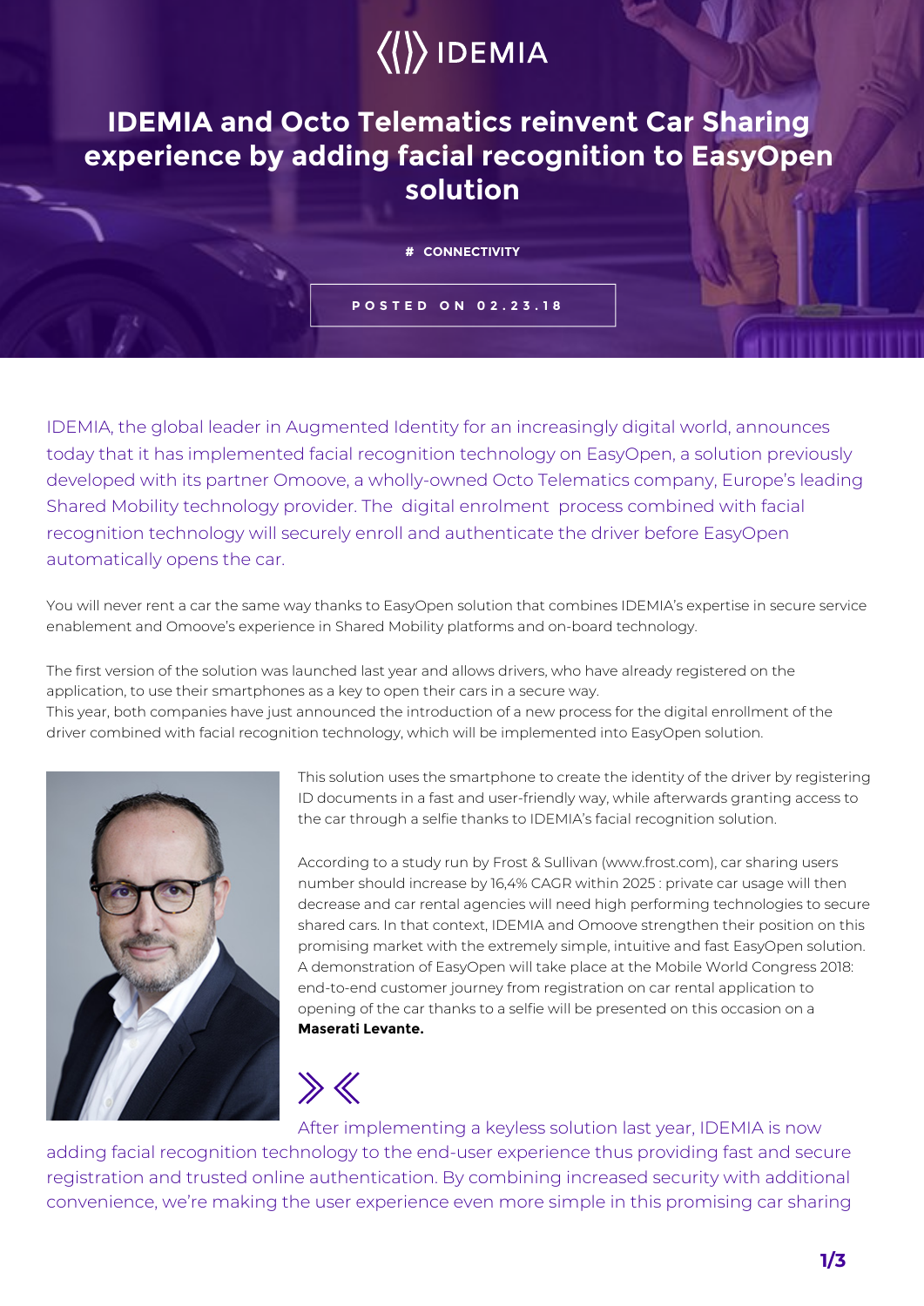# IDEMIA and Octo Telematics reinvent Car Sharing experience by adding facial recognition to EasyOpen solution

**# CONNECTIVITY**

**POSTED ON 02.23.18**

IDEMIA, the global leader in Augmented Identity for an increasingly digital world, announces today that it has implemented facial recognition technology on EasyOpen, a solution previously developed with its partner Omoove, a wholly-owned Octo Telematics company, Europe's leading Shared Mobility technology provider. The digital enrolment process combined with facial recognition technology will securely enroll and authenticate the driver before EasyOpen automatically opens the car.

You will never rent a car the same way thanks to EasyOpen solution that combines IDEMIA's expertise in secure service enablement and Omoove's experience in Shared Mobility platforms and on-board technology.

The first version of the solution was launched last year and allows drivers, who have already registered on the application, to use their smartphones as a key to open their cars in a secure way.
This year, both companies have just announced the introduction of a new process for the digital enrollment of the driver combined with facial recognition technology, which will be implemented into EasyOpen solution.

This solution uses the smartphone to create the identity of the driver by registering ID documents in a fast and user-friendly way, while afterwards granting access to the car through a selfie thanks to IDEMIA's facial recognition solution.

According to a study run by Frost & Sullivan (www.frost.com), car sharing users number should increase by 16,4% CAGR within 2025 : private car usage will then decrease and car rental agencies will need high performing technologies to secure shared cars. In that context, IDEMIA and Omoove strengthen their position on this promising market with the extremely simple, intuitive and fast EasyOpen solution. A demonstration of EasyOpen will take place at the Mobile World Congress 2018: end-to-end customer journey from registration on car rental application to opening of the car thanks to a selfie will be presented on this occasion on a **Maserati Levante.**

After implementing a keyless solution last year, IDEMIA is now adding facial recognition technology to the end-user experience thus providing fast and secure registration and trusted online authentication. By combining increased security with additional convenience, we're making the user experience even more simple in this promising car sharing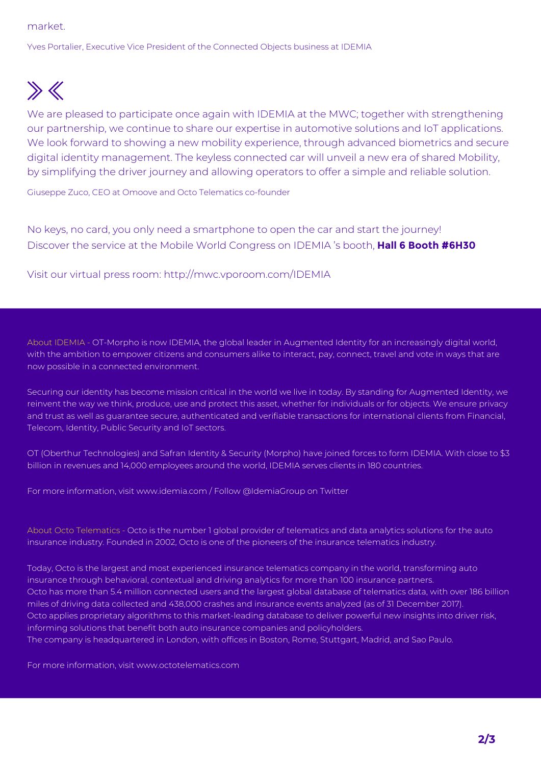market.

Yves Portalier, Executive Vice President of the Connected Objects business at IDEMIA

»«

We are pleased to participate once again with IDEMIA at the MWC; together with strengthening our partnership, we continue to share our expertise in automotive solutions and IoT applications. We look forward to showing a new mobility experience, through advanced biometrics and secure digital identity management. The keyless connected car will unveil a new era of shared Mobility, by simplifying the driver journey and allowing operators to offer a simple and reliable solution.

Giuseppe Zuco, CEO at Omoove and Octo Telematics co-founder

No keys, no card, you only need a smartphone to open the car and start the journey!
Discover the service at the Mobile World Congress on IDEMIA 's booth, **Hall 6 Booth #6H30**

Visit our virtual press room: http://mwc.vporoom.com/IDEMIA

About IDEMIA - OT-Morpho is now IDEMIA, the global leader in Augmented Identity for an increasingly digital world, with the ambition to empower citizens and consumers alike to interact, pay, connect, travel and vote in ways that are now possible in a connected environment.

Securing our identity has become mission critical in the world we live in today. By standing for Augmented Identity, we reinvent the way we think, produce, use and protect this asset, whether for individuals or for objects. We ensure privacy and trust as well as guarantee secure, authenticated and verifiable transactions for international clients from Financial, Telecom, Identity, Public Security and IoT sectors.

OT (Oberthur Technologies) and Safran Identity & Security (Morpho) have joined forces to form IDEMIA. With close to $3 billion in revenues and 14,000 employees around the world, IDEMIA serves clients in 180 countries.

For more information, visit www.idemia.com / Follow @IdemiaGroup on Twitter

About Octo Telematics - Octo is the number 1 global provider of telematics and data analytics solutions for the auto insurance industry. Founded in 2002, Octo is one of the pioneers of the insurance telematics industry.

Today, Octo is the largest and most experienced insurance telematics company in the world, transforming auto insurance through behavioral, contextual and driving analytics for more than 100 insurance partners.
Octo has more than 5.4 million connected users and the largest global database of telematics data, with over 186 billion miles of driving data collected and 438,000 crashes and insurance events analyzed (as of 31 December 2017).
Octo applies proprietary algorithms to this market-leading database to deliver powerful new insights into driver risk, informing solutions that benefit both auto insurance companies and policyholders.
The company is headquartered in London, with offices in Boston, Rome, Stuttgart, Madrid, and Sao Paulo.

For more information, visit www.octotelematics.com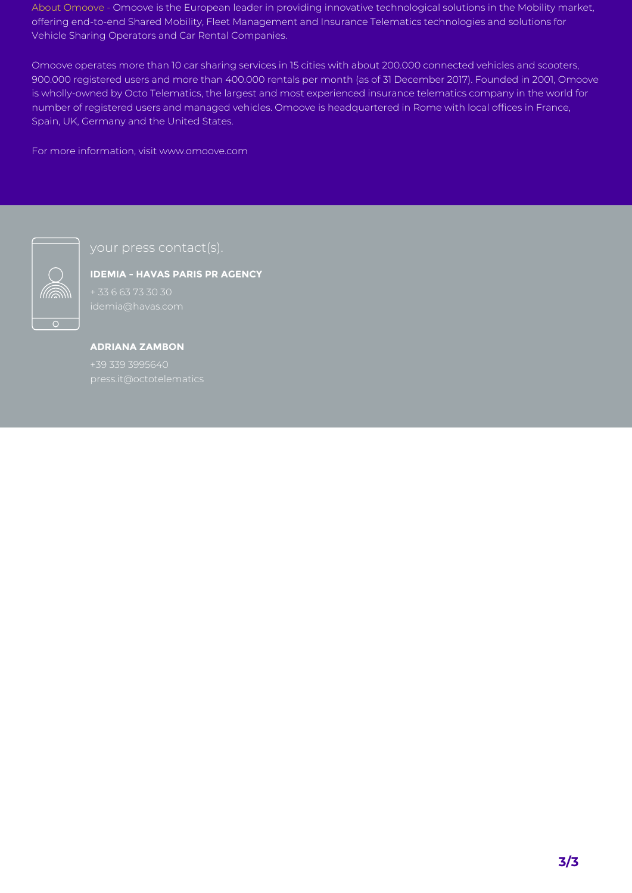About Omoove - Omoove is the European leader in providing innovative technological solutions in the Mobility market, offering end-to-end Shared Mobility, Fleet Management and Insurance Telematics technologies and solutions for Vehicle Sharing Operators and Car Rental Companies.

Omoove operates more than 10 car sharing services in 15 cities with about 200.000 connected vehicles and scooters, 900.000 registered users and more than 400.000 rentals per month (as of 31 December 2017). Founded in 2001, Omoove is wholly-owned by Octo Telematics, the largest and most experienced insurance telematics company in the world for number of registered users and managed vehicles. Omoove is headquartered in Rome with local offices in France, Spain, UK, Germany and the United States.

For more information, visit www.omoove.com

## your press contact(s).

**IDEMIA - HAVAS PARIS PR AGENCY**

+ 33 6 63 73 30 30

idemia@havas.com

**ADRIANA ZAMBON**

+39 339 3995640

press.it@octotelematics